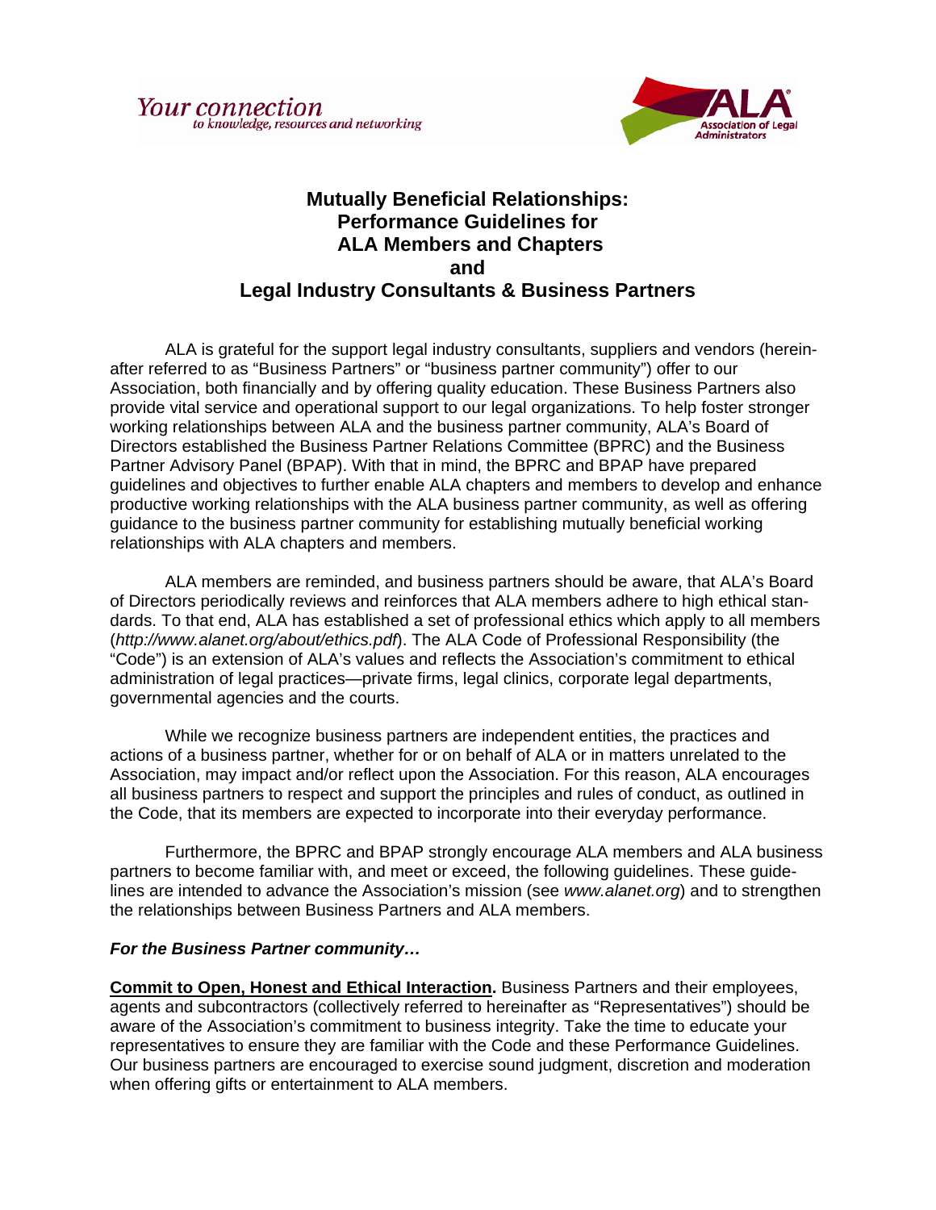Your connection
to knowledge, resources and networking

# Mutually Beneficial Relationships: Performance Guidelines for ALA Members and Chapters and Legal Industry Consultants & Business Partners

ALA is grateful for the support legal industry consultants, suppliers and vendors (hereinafter referred to as "Business Partners" or "business partner community") offer to our Association, both financially and by offering quality education. These Business Partners also provide vital service and operational support to our legal organizations. To help foster stronger working relationships between ALA and the business partner community, ALA's Board of Directors established the Business Partner Relations Committee (BPRC) and the Business Partner Advisory Panel (BPAP). With that in mind, the BPRC and BPAP have prepared guidelines and objectives to further enable ALA chapters and members to develop and enhance productive working relationships with the ALA business partner community, as well as offering guidance to the business partner community for establishing mutually beneficial working relationships with ALA chapters and members.

ALA members are reminded, and business partners should be aware, that ALA's Board of Directors periodically reviews and reinforces that ALA members adhere to high ethical standards. To that end, ALA has established a set of professional ethics which apply to all members (*http://www.alanet.org/about/ethics.pdf*). The ALA Code of Professional Responsibility (the "Code") is an extension of ALA's values and reflects the Association's commitment to ethical administration of legal practices—private firms, legal clinics, corporate legal departments, governmental agencies and the courts.

While we recognize business partners are independent entities, the practices and actions of a business partner, whether for or on behalf of ALA or in matters unrelated to the Association, may impact and/or reflect upon the Association. For this reason, ALA encourages all business partners to respect and support the principles and rules of conduct, as outlined in the Code, that its members are expected to incorporate into their everyday performance.

Furthermore, the BPRC and BPAP strongly encourage ALA members and ALA business partners to become familiar with, and meet or exceed, the following guidelines. These guidelines are intended to advance the Association's mission (see *www.alanet.org*) and to strengthen the relationships between Business Partners and ALA members.

***For the Business Partner community…***

**Commit to Open, Honest and Ethical Interaction.** Business Partners and their employees, agents and subcontractors (collectively referred to hereinafter as "Representatives") should be aware of the Association's commitment to business integrity. Take the time to educate your representatives to ensure they are familiar with the Code and these Performance Guidelines. Our business partners are encouraged to exercise sound judgment, discretion and moderation when offering gifts or entertainment to ALA members.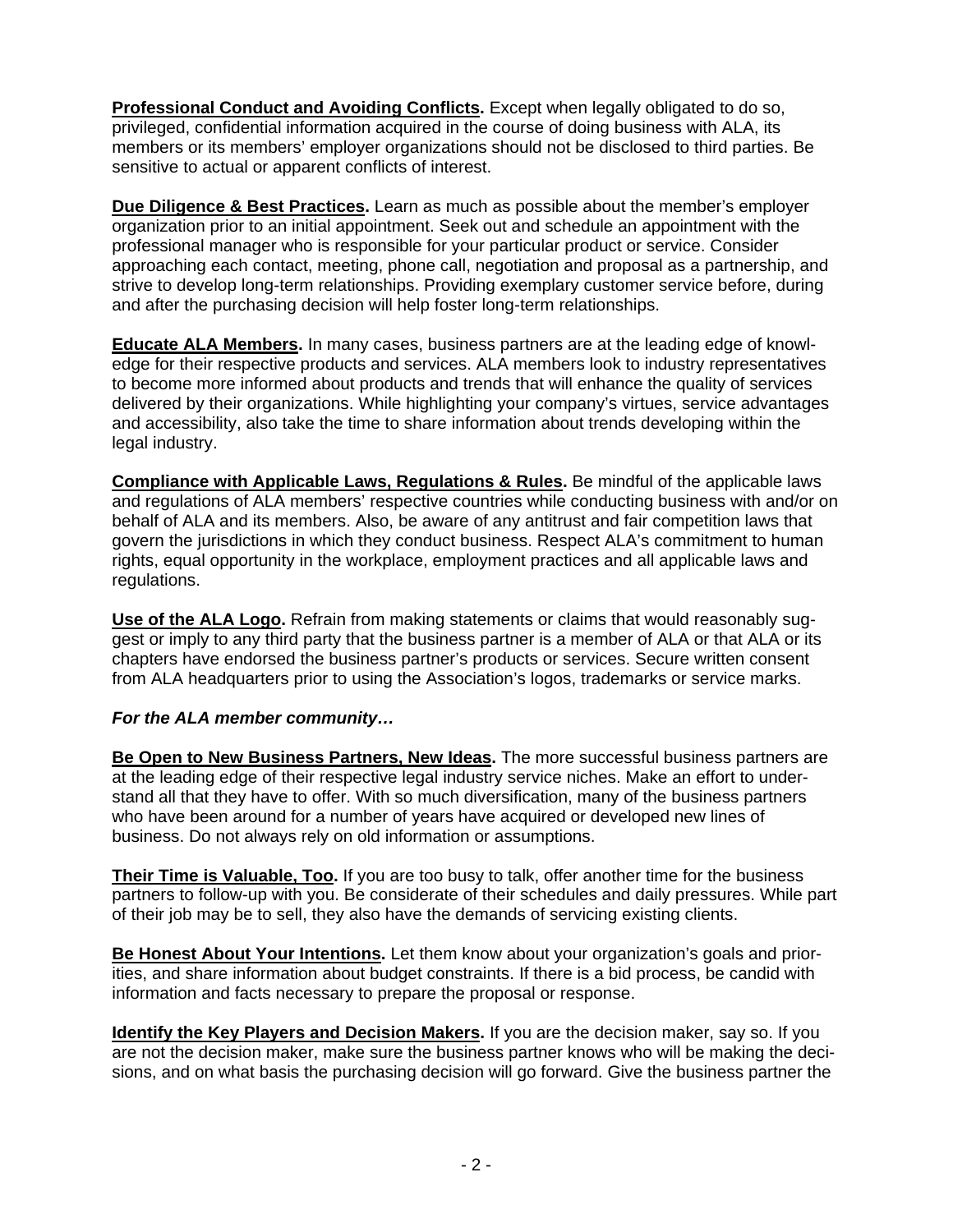**Professional Conduct and Avoiding Conflicts.** Except when legally obligated to do so, privileged, confidential information acquired in the course of doing business with ALA, its members or its members' employer organizations should not be disclosed to third parties. Be sensitive to actual or apparent conflicts of interest.

**Due Diligence & Best Practices.** Learn as much as possible about the member's employer organization prior to an initial appointment. Seek out and schedule an appointment with the professional manager who is responsible for your particular product or service. Consider approaching each contact, meeting, phone call, negotiation and proposal as a partnership, and strive to develop long-term relationships. Providing exemplary customer service before, during and after the purchasing decision will help foster long-term relationships.

**Educate ALA Members.** In many cases, business partners are at the leading edge of knowledge for their respective products and services. ALA members look to industry representatives to become more informed about products and trends that will enhance the quality of services delivered by their organizations. While highlighting your company's virtues, service advantages and accessibility, also take the time to share information about trends developing within the legal industry.

**Compliance with Applicable Laws, Regulations & Rules.** Be mindful of the applicable laws and regulations of ALA members' respective countries while conducting business with and/or on behalf of ALA and its members. Also, be aware of any antitrust and fair competition laws that govern the jurisdictions in which they conduct business. Respect ALA's commitment to human rights, equal opportunity in the workplace, employment practices and all applicable laws and regulations.

**Use of the ALA Logo.** Refrain from making statements or claims that would reasonably suggest or imply to any third party that the business partner is a member of ALA or that ALA or its chapters have endorsed the business partner's products or services. Secure written consent from ALA headquarters prior to using the Association's logos, trademarks or service marks.

***For the ALA member community…***

**Be Open to New Business Partners, New Ideas.** The more successful business partners are at the leading edge of their respective legal industry service niches. Make an effort to understand all that they have to offer. With so much diversification, many of the business partners who have been around for a number of years have acquired or developed new lines of business. Do not always rely on old information or assumptions.

**Their Time is Valuable, Too.** If you are too busy to talk, offer another time for the business partners to follow-up with you. Be considerate of their schedules and daily pressures. While part of their job may be to sell, they also have the demands of servicing existing clients.

**Be Honest About Your Intentions.** Let them know about your organization's goals and priorities, and share information about budget constraints. If there is a bid process, be candid with information and facts necessary to prepare the proposal or response.

**Identify the Key Players and Decision Makers.** If you are the decision maker, say so. If you are not the decision maker, make sure the business partner knows who will be making the decisions, and on what basis the purchasing decision will go forward. Give the business partner the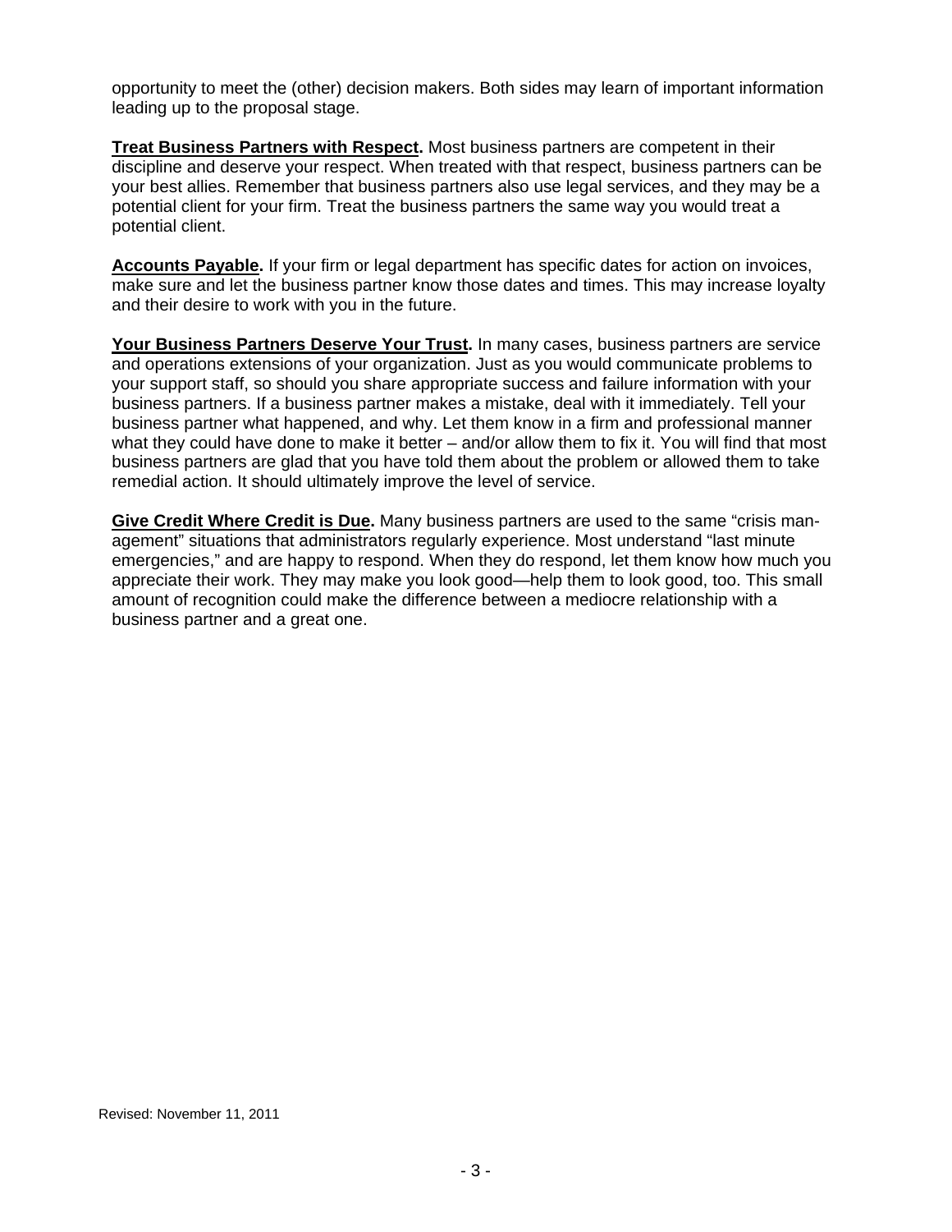opportunity to meet the (other) decision makers. Both sides may learn of important information leading up to the proposal stage.

**<u>Treat Business Partners with Respect</u>.** Most business partners are competent in their discipline and deserve your respect. When treated with that respect, business partners can be your best allies. Remember that business partners also use legal services, and they may be a potential client for your firm. Treat the business partners the same way you would treat a potential client.

**<u>Accounts Payable</u>.** If your firm or legal department has specific dates for action on invoices, make sure and let the business partner know those dates and times. This may increase loyalty and their desire to work with you in the future.

**<u>Your Business Partners Deserve Your Trust</u>.** In many cases, business partners are service and operations extensions of your organization. Just as you would communicate problems to your support staff, so should you share appropriate success and failure information with your business partners. If a business partner makes a mistake, deal with it immediately. Tell your business partner what happened, and why. Let them know in a firm and professional manner what they could have done to make it better – and/or allow them to fix it. You will find that most business partners are glad that you have told them about the problem or allowed them to take remedial action. It should ultimately improve the level of service.

**<u>Give Credit Where Credit is Due</u>.** Many business partners are used to the same "crisis management" situations that administrators regularly experience. Most understand "last minute emergencies," and are happy to respond. When they do respond, let them know how much you appreciate their work. They may make you look good—help them to look good, too. This small amount of recognition could make the difference between a mediocre relationship with a business partner and a great one.

Revised: November 11, 2011